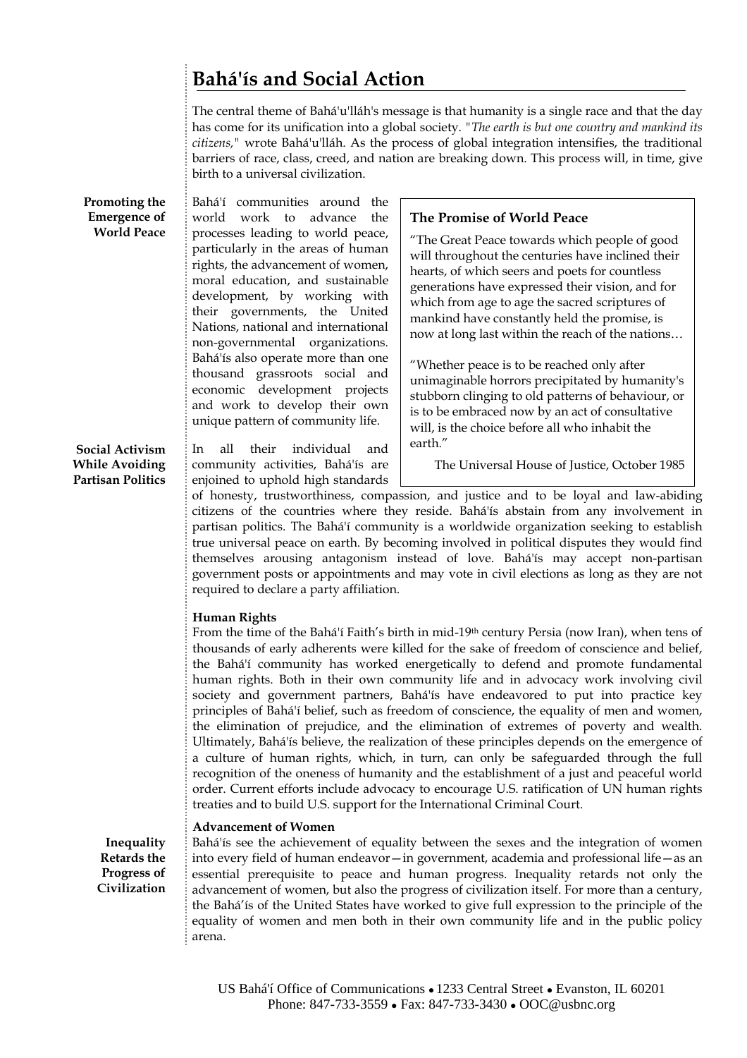# Bahá'ís and Social Action

The central theme of Bahá'u'lláh's message is that humanity is a single race and that the day has come for its unification into a global society. "*The earth is but one country and mankind its citizens,*" wrote Bahá'u'lláh. As the process of global integration intensifies, the traditional barriers of race, class, creed, and nation are breaking down. This process will, in time, give birth to a universal civilization.

**Promoting the Emergence of World Peace**

Bahá'í communities around the world work to advance the processes leading to world peace, particularly in the areas of human rights, the advancement of women, moral education, and sustainable development, by working with their governments, the United Nations, national and international non-governmental organizations. Bahá'ís also operate more than one thousand grassroots social and economic development projects and work to develop their own unique pattern of community life.

> **The Promise of World Peace**
>
> "The Great Peace towards which people of good will throughout the centuries have inclined their hearts, of which seers and poets for countless generations have expressed their vision, and for which from age to age the sacred scriptures of mankind have constantly held the promise, is now at long last within the reach of the nations…
>
> "Whether peace is to be reached only after unimaginable horrors precipitated by humanity's stubborn clinging to old patterns of behaviour, or is to be embraced now by an act of consultative will, is the choice before all who inhabit the earth."
>
> The Universal House of Justice, October 1985

**Social Activism While Avoiding Partisan Politics**

In all their individual and community activities, Bahá'ís are enjoined to uphold high standards of honesty, trustworthiness, compassion, and justice and to be loyal and law-abiding citizens of the countries where they reside. Bahá'ís abstain from any involvement in partisan politics. The Bahá'í community is a worldwide organization seeking to establish true universal peace on earth. By becoming involved in political disputes they would find themselves arousing antagonism instead of love. Bahá'ís may accept non-partisan government posts or appointments and may vote in civil elections as long as they are not required to declare a party affiliation.

### Human Rights

From the time of the Bahá'í Faith's birth in mid-19th century Persia (now Iran), when tens of thousands of early adherents were killed for the sake of freedom of conscience and belief, the Bahá'í community has worked energetically to defend and promote fundamental human rights. Both in their own community life and in advocacy work involving civil society and government partners, Bahá'ís have endeavored to put into practice key principles of Bahá'í belief, such as freedom of conscience, the equality of men and women, the elimination of prejudice, and the elimination of extremes of poverty and wealth. Ultimately, Bahá'ís believe, the realization of these principles depends on the emergence of a culture of human rights, which, in turn, can only be safeguarded through the full recognition of the oneness of humanity and the establishment of a just and peaceful world order. Current efforts include advocacy to encourage U.S. ratification of UN human rights treaties and to build U.S. support for the International Criminal Court.

### Advancement of Women

**Inequality Retards the Progress of Civilization**

Bahá'ís see the achievement of equality between the sexes and the integration of women into every field of human endeavor—in government, academia and professional life—as an essential prerequisite to peace and human progress. Inequality retards not only the advancement of women, but also the progress of civilization itself. For more than a century, the Bahá'ís of the United States have worked to give full expression to the principle of the equality of women and men both in their own community life and in the public policy arena.

US Bahá'í Office of Communications • 1233 Central Street • Evanston, IL 60201
Phone: 847-733-3559 • Fax: 847-733-3430 • OOC@usbnc.org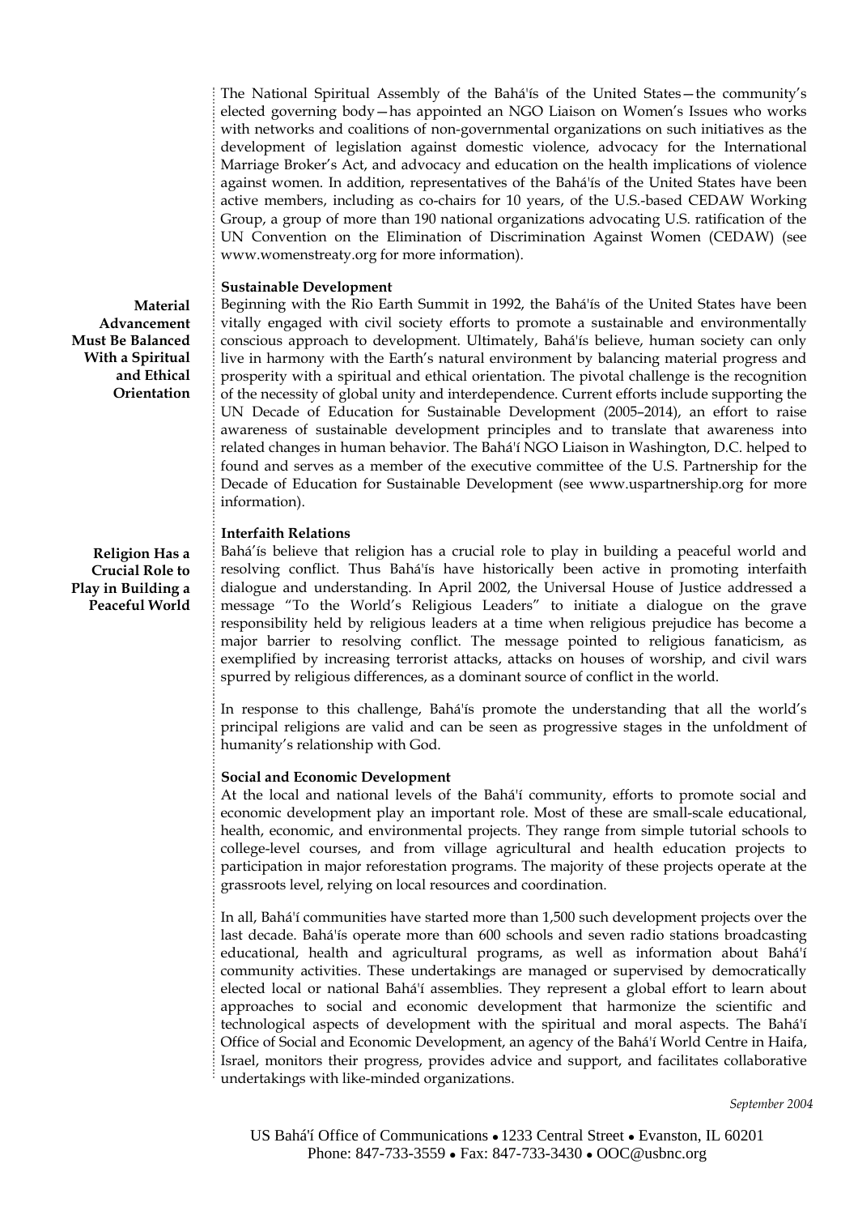The National Spiritual Assembly of the Bahá'ís of the United States—the community's elected governing body—has appointed an NGO Liaison on Women's Issues who works with networks and coalitions of non-governmental organizations on such initiatives as the development of legislation against domestic violence, advocacy for the International Marriage Broker's Act, and advocacy and education on the health implications of violence against women. In addition, representatives of the Bahá'ís of the United States have been active members, including as co-chairs for 10 years, of the U.S.-based CEDAW Working Group, a group of more than 190 national organizations advocating U.S. ratification of the UN Convention on the Elimination of Discrimination Against Women (CEDAW) (see www.womenstreaty.org for more information).

### Sustainable Development

**Material Advancement Must Be Balanced With a Spiritual and Ethical Orientation**

Beginning with the Rio Earth Summit in 1992, the Bahá'ís of the United States have been vitally engaged with civil society efforts to promote a sustainable and environmentally conscious approach to development. Ultimately, Bahá'ís believe, human society can only live in harmony with the Earth's natural environment by balancing material progress and prosperity with a spiritual and ethical orientation. The pivotal challenge is the recognition of the necessity of global unity and interdependence. Current efforts include supporting the UN Decade of Education for Sustainable Development (2005–2014), an effort to raise awareness of sustainable development principles and to translate that awareness into related changes in human behavior. The Bahá'í NGO Liaison in Washington, D.C. helped to found and serves as a member of the executive committee of the U.S. Partnership for the Decade of Education for Sustainable Development (see www.uspartnership.org for more information).

### Interfaith Relations

**Religion Has a Crucial Role to Play in Building a Peaceful World**

Bahá'ís believe that religion has a crucial role to play in building a peaceful world and resolving conflict. Thus Bahá'ís have historically been active in promoting interfaith dialogue and understanding. In April 2002, the Universal House of Justice addressed a message "To the World's Religious Leaders" to initiate a dialogue on the grave responsibility held by religious leaders at a time when religious prejudice has become a major barrier to resolving conflict. The message pointed to religious fanaticism, as exemplified by increasing terrorist attacks, attacks on houses of worship, and civil wars spurred by religious differences, as a dominant source of conflict in the world.

In response to this challenge, Bahá'ís promote the understanding that all the world's principal religions are valid and can be seen as progressive stages in the unfoldment of humanity's relationship with God.

### Social and Economic Development

At the local and national levels of the Bahá'í community, efforts to promote social and economic development play an important role. Most of these are small-scale educational, health, economic, and environmental projects. They range from simple tutorial schools to college-level courses, and from village agricultural and health education projects to participation in major reforestation programs. The majority of these projects operate at the grassroots level, relying on local resources and coordination.

In all, Bahá'í communities have started more than 1,500 such development projects over the last decade. Bahá'ís operate more than 600 schools and seven radio stations broadcasting educational, health and agricultural programs, as well as information about Bahá'í community activities. These undertakings are managed or supervised by democratically elected local or national Bahá'í assemblies. They represent a global effort to learn about approaches to social and economic development that harmonize the scientific and technological aspects of development with the spiritual and moral aspects. The Bahá'í Office of Social and Economic Development, an agency of the Bahá'í World Centre in Haifa, Israel, monitors their progress, provides advice and support, and facilitates collaborative undertakings with like-minded organizations.

*September 2004*

US Bahá'í Office of Communications • 1233 Central Street • Evanston, IL 60201
Phone: 847-733-3559 • Fax: 847-733-3430 • OOC@usbnc.org